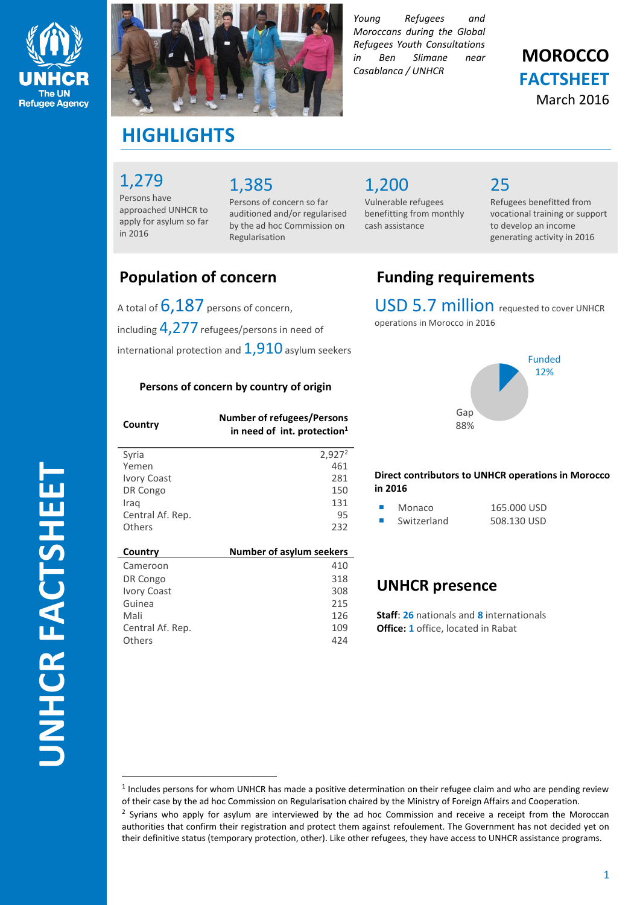*Young Refugees and Moroccans during the Global Refugees Youth Consultations in Ben Slimane near Casablanca / UNHCR*

# MOROCCO FACTSHEET

March 2016

## HIGHLIGHTS

**1,279**
Persons have approached UNHCR to apply for asylum so far in 2016

**1,385**
Persons of concern so far auditioned and/or regularised by the ad hoc Commission on Regularisation

**1,200**
Vulnerable refugees benefitting from monthly cash assistance

**25**
Refugees benefitted from vocational training or support to develop an income generating activity in 2016

## Population of concern

A total of **6,187** persons of concern, including **4,277** refugees/persons in need of international protection and **1,910** asylum seekers

### Persons of concern by country of origin

| Country | Number of refugees/Persons in need of int. protection[1] |
|---|---|
| Syria | 2,927[2] |
| Yemen | 461 |
| Ivory Coast | 281 |
| DR Congo | 150 |
| Iraq | 131 |
| Central Af. Rep. | 95 |
| Others | 232 |

| Country | Number of asylum seekers |
|---|---|
| Cameroon | 410 |
| DR Congo | 318 |
| Ivory Coast | 308 |
| Guinea | 215 |
| Mali | 126 |
| Central Af. Rep. | 109 |
| Others | 424 |

## Funding requirements

**USD 5.7 million** requested to cover UNHCR operations in Morocco in 2016

Funded 12%
Gap 88%

**Direct contributors to UNHCR operations in Morocco in 2016**

- Monaco 165.000 USD
- Switzerland 508.130 USD

## UNHCR presence

**Staff**: **26** nationals and **8** internationals
**Office: 1** office, located in Rabat

---

[1] Includes persons for whom UNHCR has made a positive determination on their refugee claim and who are pending review of their case by the ad hoc Commission on Regularisation chaired by the Ministry of Foreign Affairs and Cooperation.

[2] Syrians who apply for asylum are interviewed by the ad hoc Commission and receive a receipt from the Moroccan authorities that confirm their registration and protect them against refoulement. The Government has not decided yet on their definitive status (temporary protection, other). Like other refugees, they have access to UNHCR assistance programs.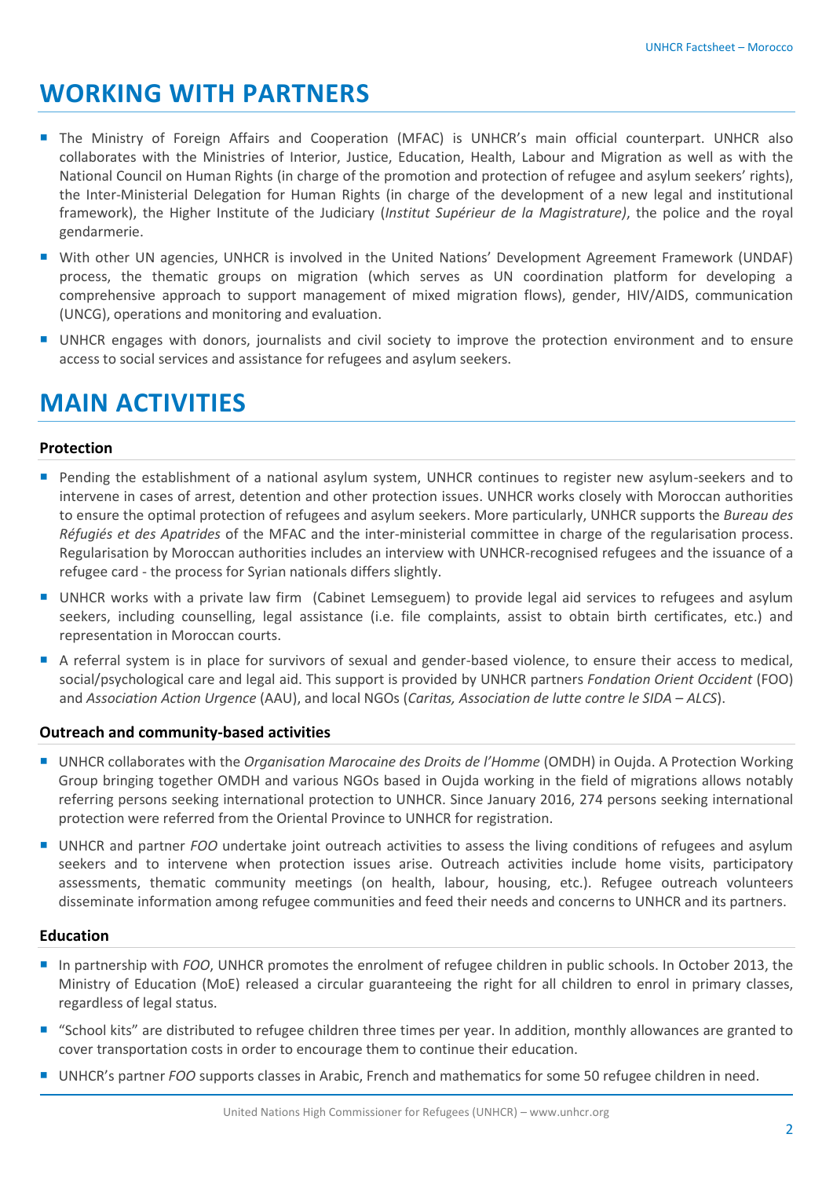# WORKING WITH PARTNERS

- The Ministry of Foreign Affairs and Cooperation (MFAC) is UNHCR's main official counterpart. UNHCR also collaborates with the Ministries of Interior, Justice, Education, Health, Labour and Migration as well as with the National Council on Human Rights (in charge of the promotion and protection of refugee and asylum seekers' rights), the Inter-Ministerial Delegation for Human Rights (in charge of the development of a new legal and institutional framework), the Higher Institute of the Judiciary (*Institut Supérieur de la Magistrature)*, the police and the royal gendarmerie.
- With other UN agencies, UNHCR is involved in the United Nations' Development Agreement Framework (UNDAF) process, the thematic groups on migration (which serves as UN coordination platform for developing a comprehensive approach to support management of mixed migration flows), gender, HIV/AIDS, communication (UNCG), operations and monitoring and evaluation.
- UNHCR engages with donors, journalists and civil society to improve the protection environment and to ensure access to social services and assistance for refugees and asylum seekers.

# MAIN ACTIVITIES

**Protection**

- Pending the establishment of a national asylum system, UNHCR continues to register new asylum-seekers and to intervene in cases of arrest, detention and other protection issues. UNHCR works closely with Moroccan authorities to ensure the optimal protection of refugees and asylum seekers. More particularly, UNHCR supports the *Bureau des Réfugiés et des Apatrides* of the MFAC and the inter-ministerial committee in charge of the regularisation process. Regularisation by Moroccan authorities includes an interview with UNHCR-recognised refugees and the issuance of a refugee card - the process for Syrian nationals differs slightly.
- UNHCR works with a private law firm (Cabinet Lemseguem) to provide legal aid services to refugees and asylum seekers, including counselling, legal assistance (i.e. file complaints, assist to obtain birth certificates, etc.) and representation in Moroccan courts.
- A referral system is in place for survivors of sexual and gender-based violence, to ensure their access to medical, social/psychological care and legal aid. This support is provided by UNHCR partners *Fondation Orient Occident* (FOO) and *Association Action Urgence* (AAU), and local NGOs (*Caritas, Association de lutte contre le SIDA – ALCS*).

**Outreach and community-based activities**

- UNHCR collaborates with the *Organisation Marocaine des Droits de l'Homme* (OMDH) in Oujda. A Protection Working Group bringing together OMDH and various NGOs based in Oujda working in the field of migrations allows notably referring persons seeking international protection to UNHCR. Since January 2016, 274 persons seeking international protection were referred from the Oriental Province to UNHCR for registration.
- UNHCR and partner *FOO* undertake joint outreach activities to assess the living conditions of refugees and asylum seekers and to intervene when protection issues arise. Outreach activities include home visits, participatory assessments, thematic community meetings (on health, labour, housing, etc.). Refugee outreach volunteers disseminate information among refugee communities and feed their needs and concerns to UNHCR and its partners.

**Education**

- In partnership with *FOO*, UNHCR promotes the enrolment of refugee children in public schools. In October 2013, the Ministry of Education (MoE) released a circular guaranteeing the right for all children to enrol in primary classes, regardless of legal status.
- "School kits" are distributed to refugee children three times per year. In addition, monthly allowances are granted to cover transportation costs in order to encourage them to continue their education.
- UNHCR's partner *FOO* supports classes in Arabic, French and mathematics for some 50 refugee children in need.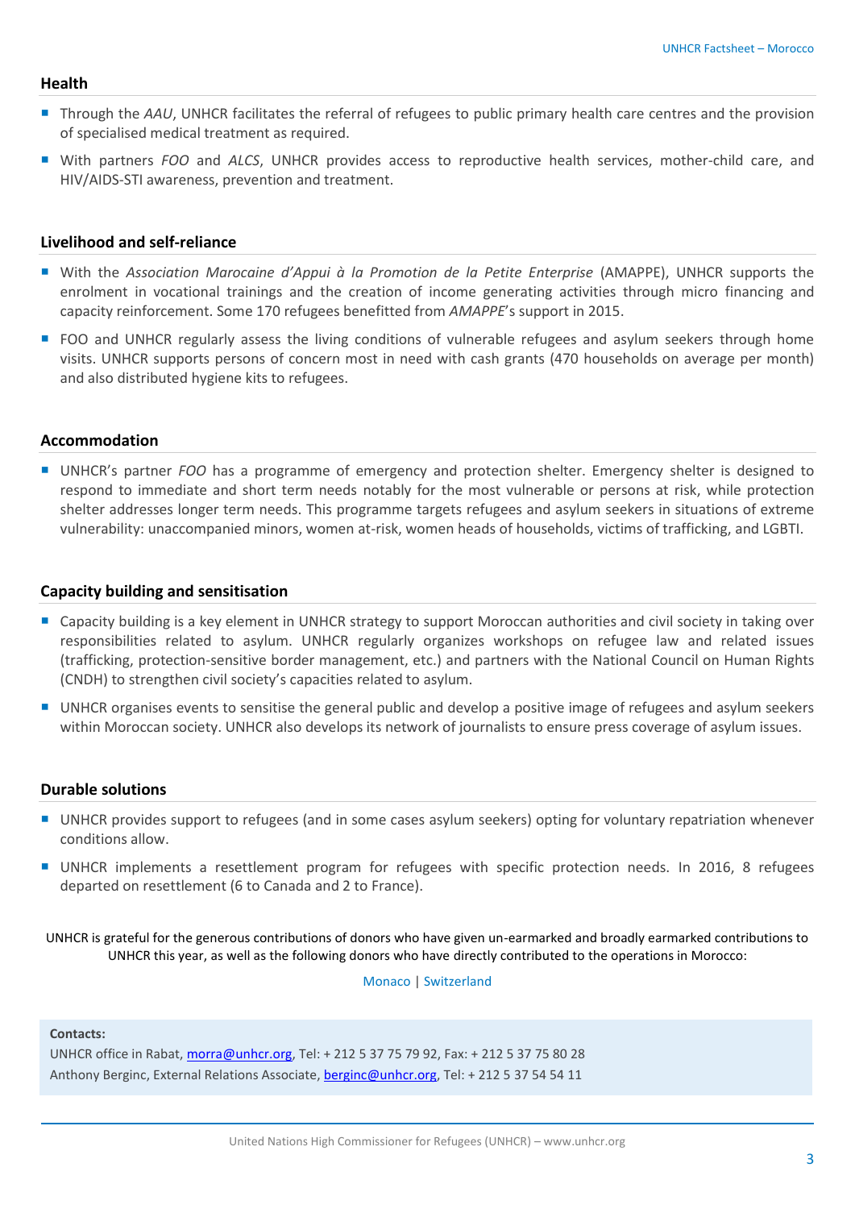## Health

- Through the *AAU*, UNHCR facilitates the referral of refugees to public primary health care centres and the provision of specialised medical treatment as required.
- With partners *FOO* and *ALCS*, UNHCR provides access to reproductive health services, mother-child care, and HIV/AIDS-STI awareness, prevention and treatment.

## Livelihood and self-reliance

- With the *Association Marocaine d'Appui à la Promotion de la Petite Enterprise* (AMAPPE), UNHCR supports the enrolment in vocational trainings and the creation of income generating activities through micro financing and capacity reinforcement. Some 170 refugees benefitted from *AMAPPE*'s support in 2015.
- FOO and UNHCR regularly assess the living conditions of vulnerable refugees and asylum seekers through home visits. UNHCR supports persons of concern most in need with cash grants (470 households on average per month) and also distributed hygiene kits to refugees.

## Accommodation

- UNHCR's partner *FOO* has a programme of emergency and protection shelter. Emergency shelter is designed to respond to immediate and short term needs notably for the most vulnerable or persons at risk, while protection shelter addresses longer term needs. This programme targets refugees and asylum seekers in situations of extreme vulnerability: unaccompanied minors, women at-risk, women heads of households, victims of trafficking, and LGBTI.

## Capacity building and sensitisation

- Capacity building is a key element in UNHCR strategy to support Moroccan authorities and civil society in taking over responsibilities related to asylum. UNHCR regularly organizes workshops on refugee law and related issues (trafficking, protection-sensitive border management, etc.) and partners with the National Council on Human Rights (CNDH) to strengthen civil society's capacities related to asylum.
- UNHCR organises events to sensitise the general public and develop a positive image of refugees and asylum seekers within Moroccan society. UNHCR also develops its network of journalists to ensure press coverage of asylum issues.

## Durable solutions

- UNHCR provides support to refugees (and in some cases asylum seekers) opting for voluntary repatriation whenever conditions allow.
- UNHCR implements a resettlement program for refugees with specific protection needs. In 2016, 8 refugees departed on resettlement (6 to Canada and 2 to France).

UNHCR is grateful for the generous contributions of donors who have given un-earmarked and broadly earmarked contributions to UNHCR this year, as well as the following donors who have directly contributed to the operations in Morocco:

Monaco | Switzerland

**Contacts:**

UNHCR office in Rabat, morra@unhcr.org, Tel: + 212 5 37 75 79 92, Fax: + 212 5 37 75 80 28

Anthony Berginc, External Relations Associate, berginc@unhcr.org, Tel: + 212 5 37 54 54 11